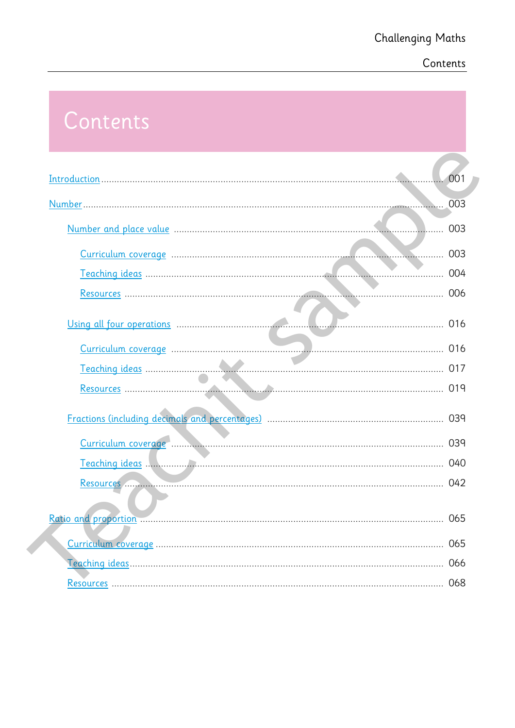# Contents

- Introduction ... 001
- Number ... 003
  - Number and place value ... 003
    - Curriculum coverage ... 003
    - Teaching ideas ... 004
    - Resources ... 006
  - Using all four operations ... 016
    - Curriculum coverage ... 016
    - Teaching ideas ... 017
    - Resources ... 019
  - Fractions (including decimals and percentages) ... 039
    - Curriculum coverage ... 039
    - Teaching ideas ... 040
    - Resources ... 042
- Ratio and proportion ... 065
  - Curriculum coverage ... 065
  - Teaching ideas ... 066
  - Resources ... 068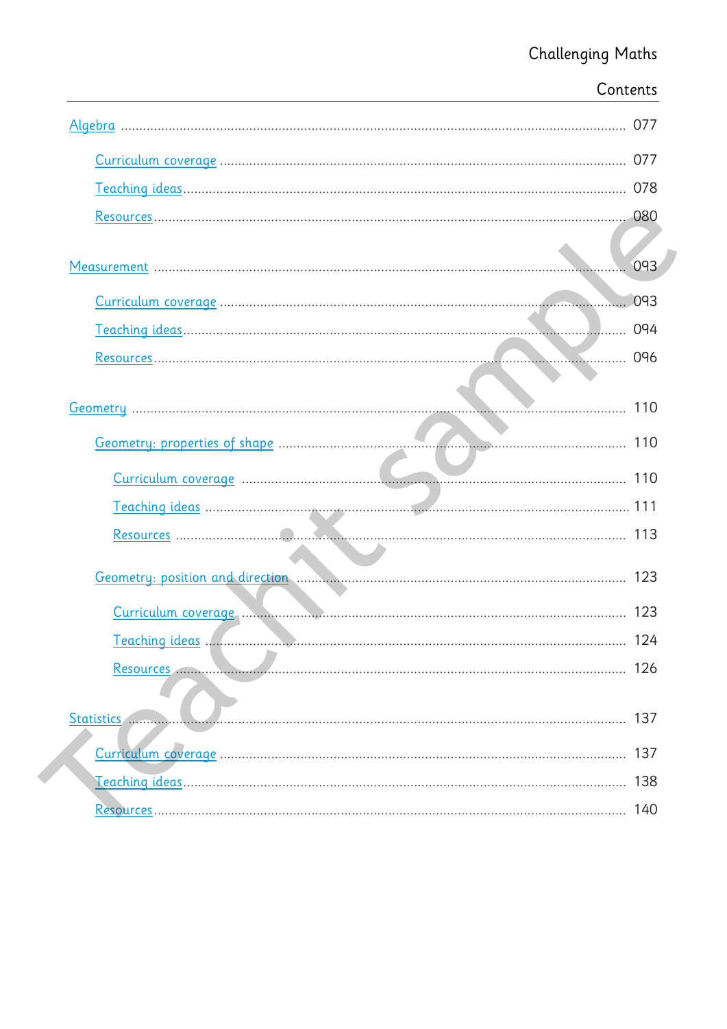## Contents

Algebra ........ 077

- Curriculum coverage ........ 077
- Teaching ideas ........ 078
- Resources ........ 080

Measurement ........ 093

- Curriculum coverage ........ 093
- Teaching ideas ........ 094
- Resources ........ 096

Geometry ........ 110

- Geometry: properties of shape ........ 110
  - Curriculum coverage ........ 110
  - Teaching ideas ........ 111
  - Resources ........ 113
- Geometry: position and direction ........ 123
  - Curriculum coverage ........ 123
  - Teaching ideas ........ 124
  - Resources ........ 126

Statistics ........ 137

- Curriculum coverage ........ 137
- Teaching ideas ........ 138
- Resources ........ 140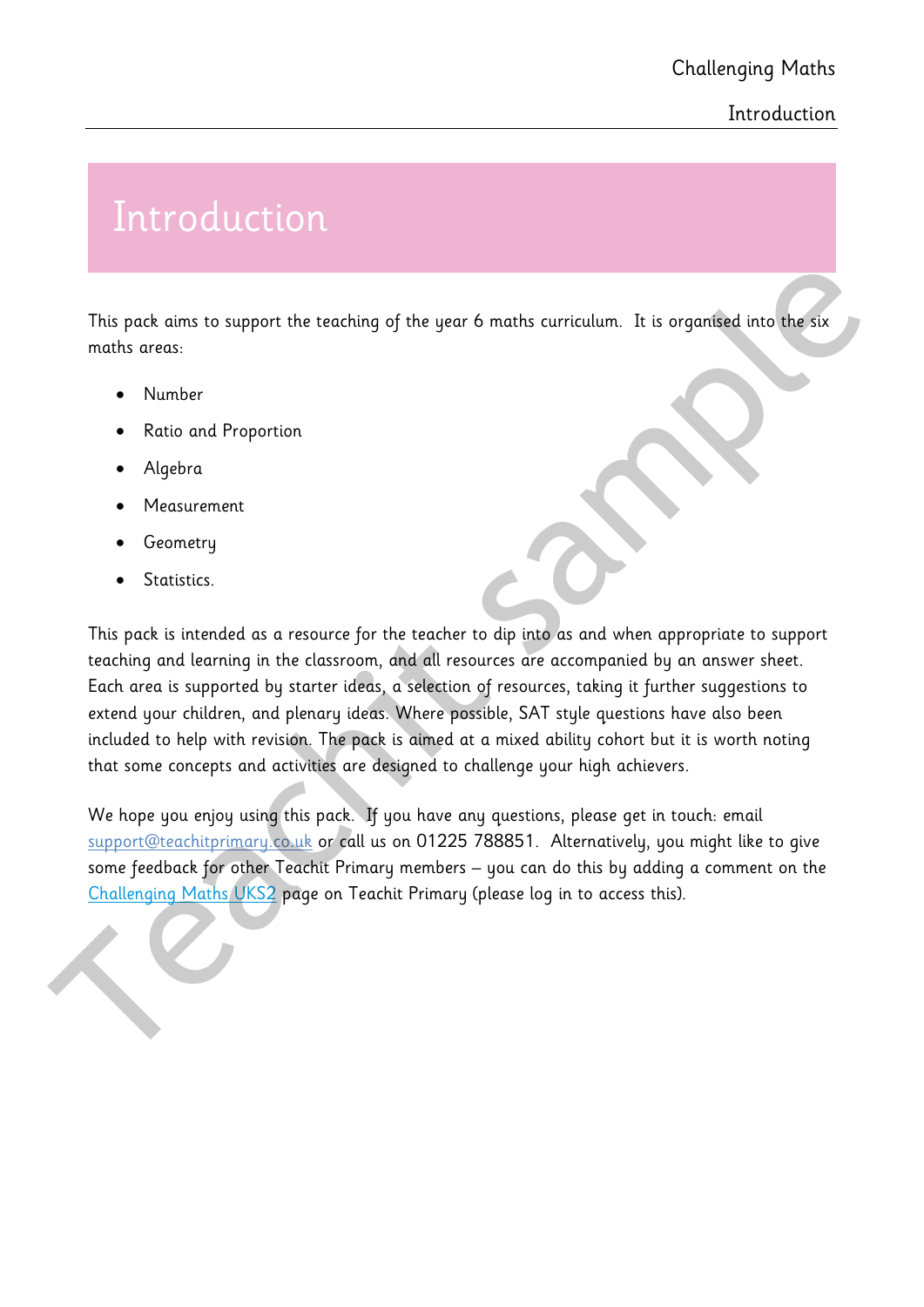# Introduction

This pack aims to support the teaching of the year 6 maths curriculum. It is organised into the six maths areas:

- Number
- Ratio and Proportion
- Algebra
- Measurement
- Geometry
- Statistics.

This pack is intended as a resource for the teacher to dip into as and when appropriate to support teaching and learning in the classroom, and all resources are accompanied by an answer sheet. Each area is supported by starter ideas, a selection of resources, taking it further suggestions to extend your children, and plenary ideas. Where possible, SAT style questions have also been included to help with revision. The pack is aimed at a mixed ability cohort but it is worth noting that some concepts and activities are designed to challenge your high achievers.

We hope you enjoy using this pack. If you have any questions, please get in touch: email support@teachitprimary.co.uk or call us on 01225 788851. Alternatively, you might like to give some feedback for other Teachit Primary members – you can do this by adding a comment on the Challenging Maths UKS2 page on Teachit Primary (please log in to access this).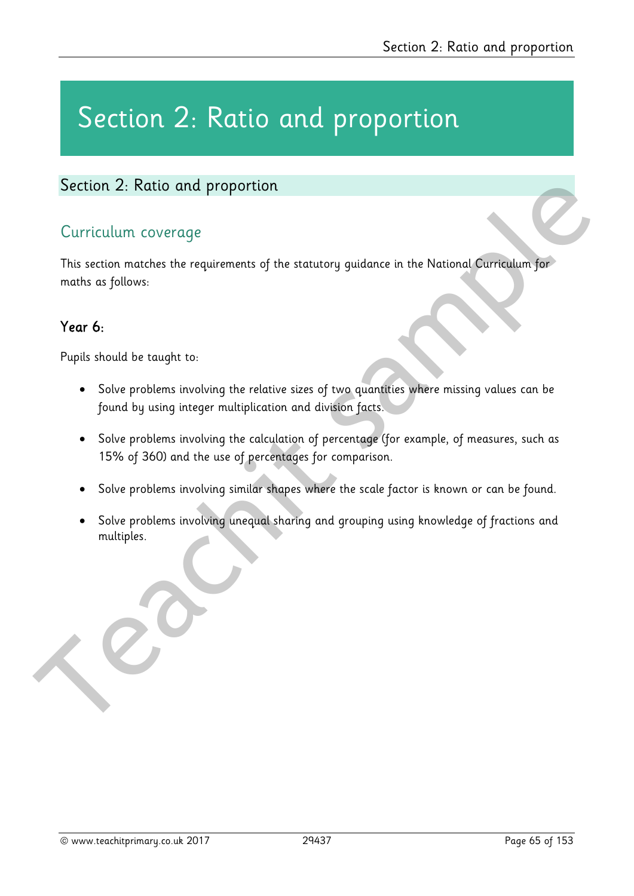# Section 2: Ratio and proportion

## Section 2: Ratio and proportion

### Curriculum coverage

This section matches the requirements of the statutory guidance in the National Curriculum for maths as follows:

#### Year 6:

Pupils should be taught to:

- Solve problems involving the relative sizes of two quantities where missing values can be found by using integer multiplication and division facts.
- Solve problems involving the calculation of percentage (for example, of measures, such as 15% of 360) and the use of percentages for comparison.
- Solve problems involving similar shapes where the scale factor is known or can be found.
- Solve problems involving unequal sharing and grouping using knowledge of fractions and multiples.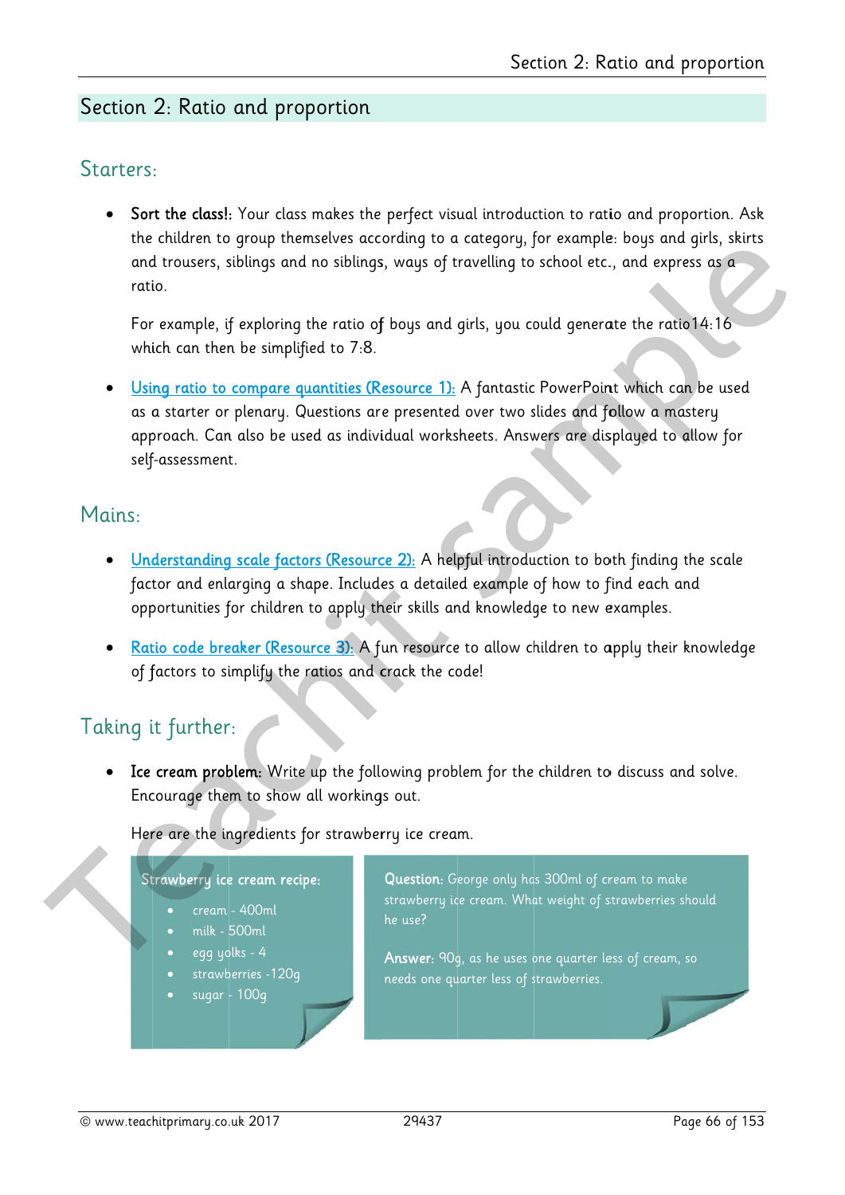## Section 2: Ratio and proportion

### Starters:

- **Sort the class!**: Your class makes the perfect visual introduction to ratio and proportion. Ask the children to group themselves according to a category, for example: boys and girls, skirts and trousers, siblings and no siblings, ways of travelling to school etc., and express as a ratio.

  For example, if exploring the ratio of boys and girls, you could generate the ratio14:16 which can then be simplified to 7:8.

- Using ratio to compare quantities (Resource 1): A fantastic PowerPoint which can be used as a starter or plenary. Questions are presented over two slides and follow a mastery approach. Can also be used as individual worksheets. Answers are displayed to allow for self-assessment.

### Mains:

- Understanding scale factors (Resource 2): A helpful introduction to both finding the scale factor and enlarging a shape. Includes a detailed example of how to find each and opportunities for children to apply their skills and knowledge to new examples.

- Ratio code breaker (Resource 3): A fun resource to allow children to apply their knowledge of factors to simplify the ratios and crack the code!

### Taking it further:

- **Ice cream problem:** Write up the following problem for the children to discuss and solve. Encourage them to show all workings out.

  Here are the ingredients for strawberry ice cream.

  **Strawberry ice cream recipe:**
  - cream - 400ml
  - milk - 500ml
  - egg yolks - 4
  - strawberries -120g
  - sugar - 100g

  **Question:** George only has 300ml of cream to make strawberry ice cream. What weight of strawberries should he use?

  **Answer:** 90g, as he uses one quarter less of cream, so needs one quarter less of strawberries.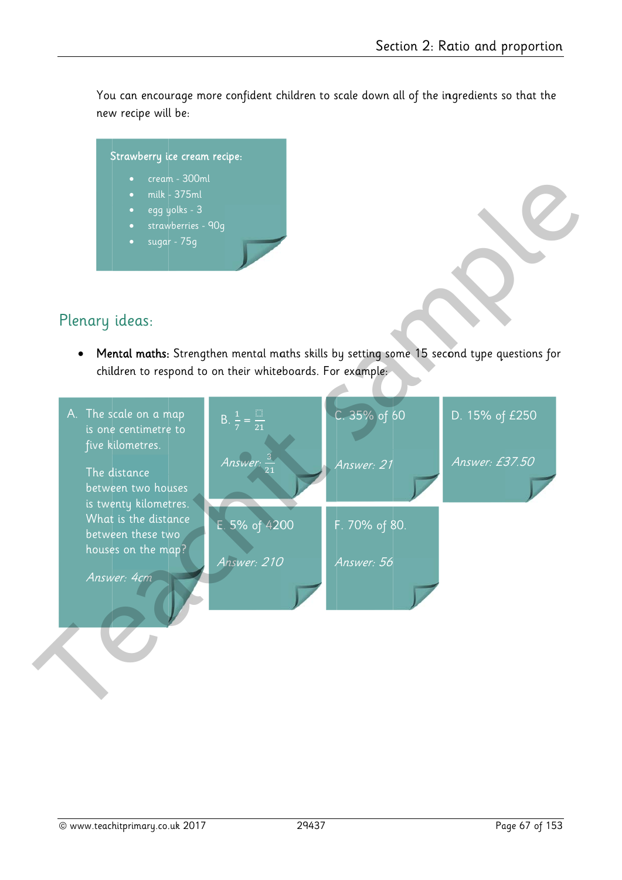You can encourage more confident children to scale down all of the ingredients so that the new recipe will be:

> **Strawberry ice cream recipe:**
>
> - cream - 300ml
> - milk - 375ml
> - egg yolks - 3
> - strawberries - 90g
> - sugar - 75g

## Plenary ideas:

- **Mental maths:** Strengthen mental maths skills by setting some 15 second type questions for children to respond to on their whiteboards. For example:

A. The scale on a map is one centimetre to five kilometres.

The distance between two houses is twenty kilometres. What is the distance between these two houses on the map?

*Answer: 4cm*

B. $\frac{1}{7} = \frac{\square}{21}$

*Answer:* $\frac{3}{21}$

C. 35% of 60

*Answer: 21*

D. 15% of £250

*Answer: £37.50*

E. 5% of 4200

*Answer: 210*

F. 70% of 80.

*Answer: 56*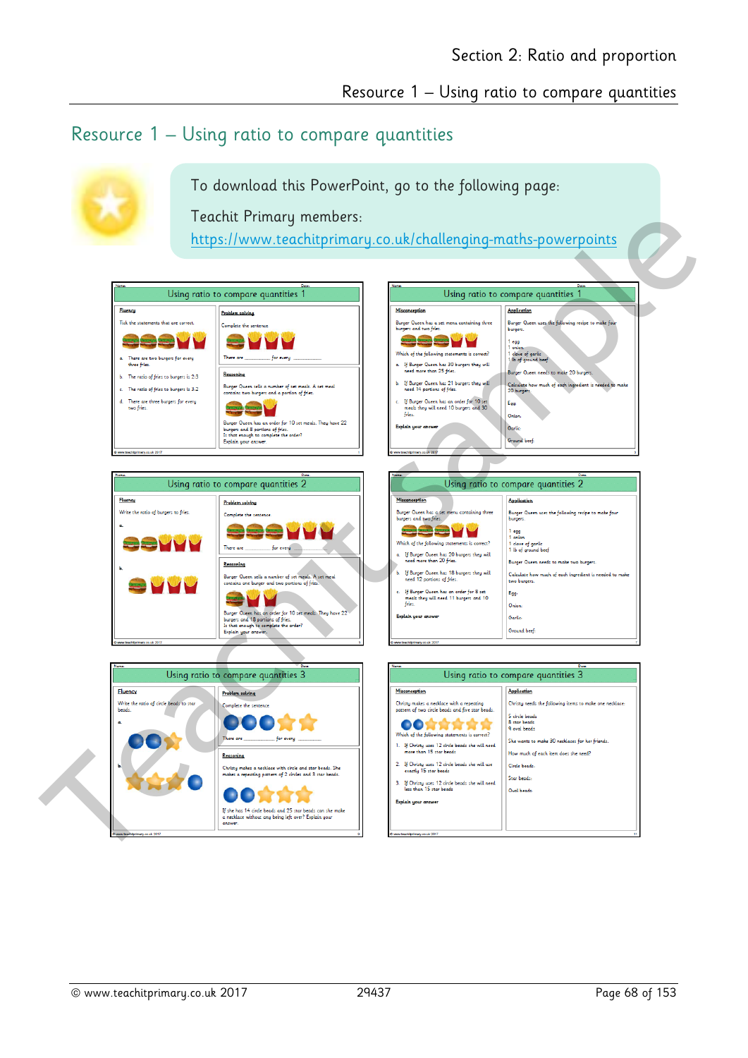# Resource 1 – Using ratio to compare quantities

To download this PowerPoint, go to the following page:

Teachit Primary members:
https://www.teachitprimary.co.uk/challenging-maths-powerpoints

## Using ratio to compare quantities 1

**Fluency**

Tick the statements that are correct.

a. There are two burgers for every three fries.

b. The ratio of fries to burgers is 2:3

c. The ratio of fries to burgers is 3:2

d. There are three burgers for every two fries.

**Problem solving**

Complete the sentence

There are __________ for every __________

**Reasoning**

Burger Queen sells a number of set meals. A set meal contains two burgers and a portion of fries.

Burger Queen has an order for 10 set meals. They have 22 burgers and 8 portions of fries.
Is that enough to complete the order?
Explain your answer.

## Using ratio to compare quantities 1

**Misconception**

Burger Queen has a set menu containing three burgers and two fries.

Which of the following statements is correct?

a. If Burger Queen has 30 burgers they will need more than 25 fries.

b. If Burger Queen has 21 burgers they will need 14 portions of fries.

c. If Burger Queen has an order for 10 set meals they will need 10 burgers and 30 fries.

**Explain your answer**

**Application**

Burger Queen uses the following recipe to make four burgers.

1 egg
1 onion
1 clove of garlic
1 lb of ground beef

Burger Queen needs to make 20 burgers.

Calculate how much of each ingredient is needed to make 20 burgers.

Egg:

Onion:

Garlic:

Ground beef:

## Using ratio to compare quantities 2

**Fluency**

Write the ratio of burgers to fries.

a.

b.

**Problem solving**

Complete the sentence

There are __________ for every __________

**Reasoning**

Burger Queen sells a number of set meals. A set meal contains one burger and two portions of fries.

Burger Queen has an order for 10 set meals. They have 22 burgers and 18 portions of fries.
Is that enough to complete the order?
Explain your answer.

## Using ratio to compare quantities 2

**Misconception**

Burger Queen has a set menu containing three burgers and two fries.

Which of the following statements is correct?

a. If Burger Queen has 20 burgers they will need more than 20 fries.

b. If Burger Queen has 18 burgers they will need 12 portions of fries.

c. If Burger Queen has an order for 8 set meals they will need 11 burgers and 10 fries.

**Explain your answer**

**Application**

Burger Queen uses the following recipe to make four burgers.

1 egg
1 onion
1 clove of garlic
1 lb of ground beef

Burger Queen needs to make two burgers.

Calculate how much of each ingredient is needed to make two burgers.

Egg:

Onion:

Garlic:

Ground beef:

## Using ratio to compare quantities 3

**Fluency**

Write the ratio of circle beads to star beads.

a.

b.

**Problem solving**

Complete the sentence

There are __________ for every __________

**Reasoning**

Christy makes a necklace with circle and star beads. She makes a repeating pattern of 2 circles and 3 star beads.

If she has 14 circle beads and 25 star beads can she make a necklace without any being left over? Explain your answer.

## Using ratio to compare quantities 3

**Misconception**

Christy makes a necklace with a repeating pattern of two circle beads and five star beads.

Which of the following statements is correct?

1. If Christy uses 12 circle beads she will need more than 15 star beads.

2. If Christy uses 12 circle beads she will use exactly 15 star beads.

3. If Christy uses 12 circle beads she will need less than 15 star beads.

**Explain your answer**

**Application**

Christy needs the following items to make one necklace:

5 circle beads
8 star beads
9 oval beads

She wants to make 30 necklaces for her friends.

How much of each item does she need?

Circle beads:

Star beads:

Oval beads: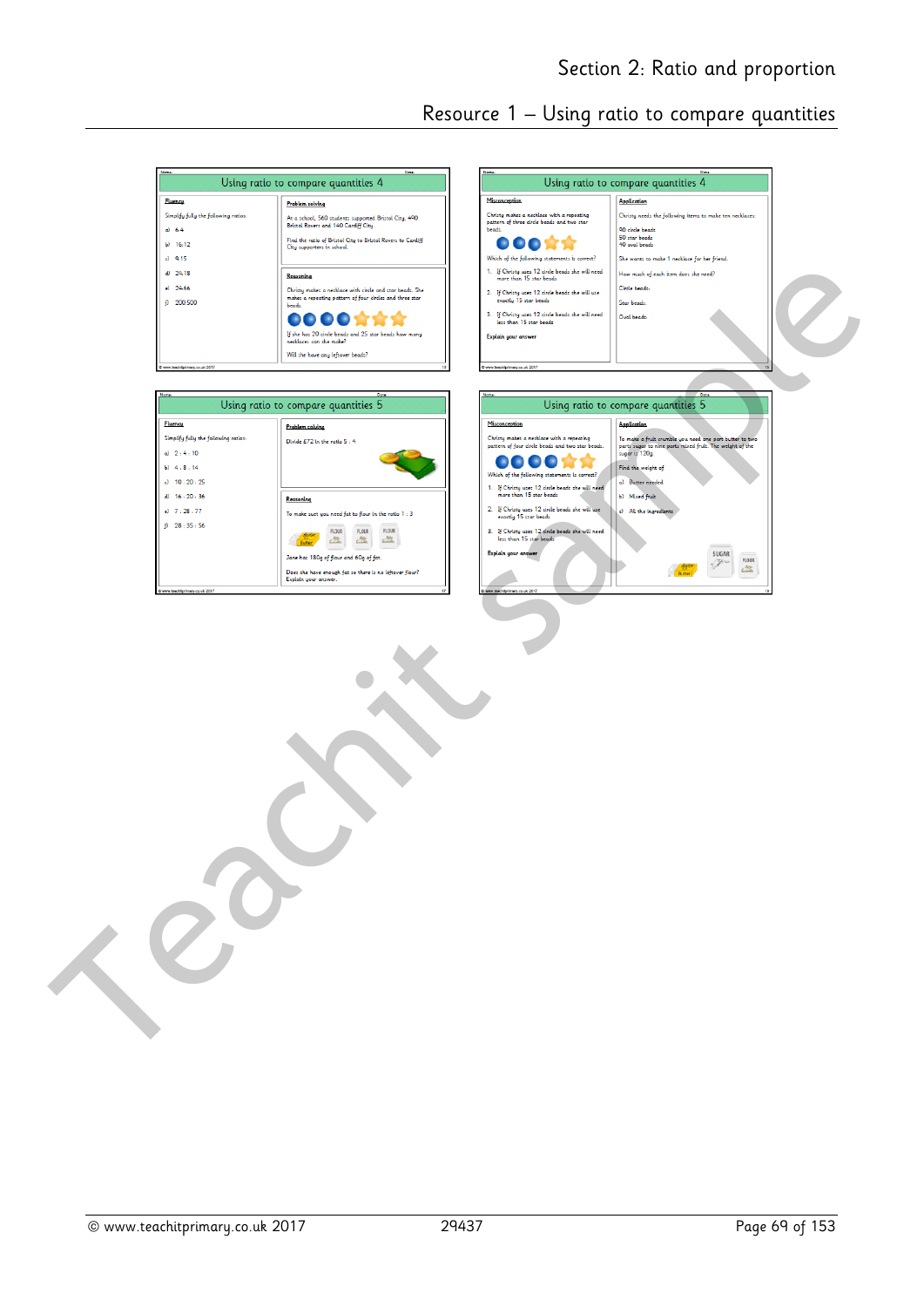# Section 2: Ratio and proportion

## Resource 1 – Using ratio to compare quantities

### Using ratio to compare quantities 4

**Fluency**

Simplify fully the following ratios:

a) 6:4
b) 16:12
c) 9:15
d) 24:18
e) 24:66
f) 200:500

**Problem solving**

At a school, 560 students supported Bristol City, 490 Bristol Rovers and 140 Cardiff City.

Find the ratio of Bristol City to Bristol Rovers to Cardiff City supporters in school.

**Reasoning**

Christy makes a necklace with circle and star beads. She makes a repeating pattern of four circles and three star beads.

If she has 20 circle beads and 25 star beads how many necklaces can she make?

Will she have any leftover beads?

### Using ratio to compare quantities 4

**Misconception**

Christy makes a necklace with a repeating pattern of three circle beads and two star beads.

Which of the following statements is correct?

1. If Christy uses 12 circle beads she will need more than 15 star beads
2. If Christy uses 12 circle beads she will use exactly 15 star beads
3. If Christy uses 12 circle beads she will need less than 15 star beads

Explain your answer

**Application**

Christy needs the following items to make ten necklaces:

90 circle beads
50 star beads
40 oval beads

She wants to make 1 necklace for her friend.

How much of each item does she need?

Circle beads:

Star beads:

Oval beads:

### Using ratio to compare quantities 5

**Fluency**

Simplify fully the following ratios:

a) 2 : 4 : 10
b) 4 : 8 : 14
c) 10 : 20 : 25
d) 16 : 20 : 36
e) 7 : 28 : 77
f) 28 : 35 : 56

**Problem solving**

Divide £72 in the ratio 5 : 4

**Reasoning**

To make suet you need fat to flour in the ratio 1 : 3

Jane has 180g of flour and 60g of fat.

Does she have enough fat so there is no leftover flour? Explain your answer.

### Using ratio to compare quantities 5

**Misconception**

Christy makes a necklace with a repeating pattern of four circle beads and two star beads.

Which of the following statements is correct?

1. If Christy uses 12 circle beads she will need more than 15 star beads
2. If Christy uses 12 circle beads she will use exactly 15 star beads
3. If Christy uses 12 circle beads she will need less than 15 star beads

Explain your answer

**Application**

To make a fruit crumble you need one part butter to two parts sugar to nine parts mixed fruit. The weight of the sugar is 120g.

Find the weight of

a) Butter needed
b) Mixed fruit
c) All the ingredients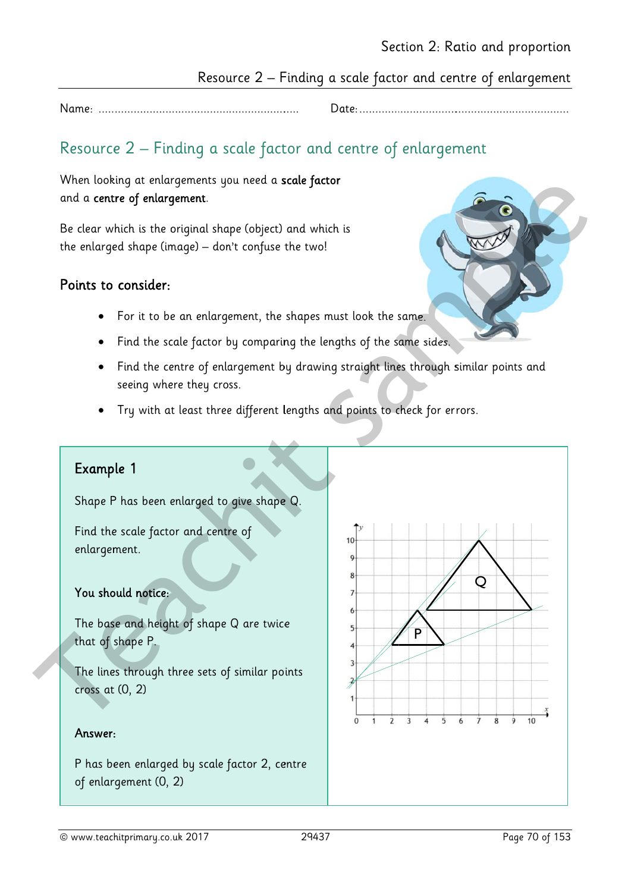Name: ............................................................... Date: .................................................................

# Resource 2 – Finding a scale factor and centre of enlargement

When looking at enlargements you need a **scale factor** and a **centre of enlargement**.

Be clear which is the original shape (object) and which is the enlarged shape (image) – don't confuse the two!

## Points to consider:

- For it to be an enlargement, the shapes must look the same.
- Find the scale factor by comparing the lengths of the same sides.
- Find the centre of enlargement by drawing straight lines through similar points and seeing where they cross.
- Try with at least three different lengths and points to check for errors.

### Example 1

Shape P has been enlarged to give shape Q.

Find the scale factor and centre of enlargement.

**You should notice:**

The base and height of shape Q are twice that of shape P.

The lines through three sets of similar points cross at (0, 2)

**Answer:**

P has been enlarged by scale factor 2, centre of enlargement (0, 2)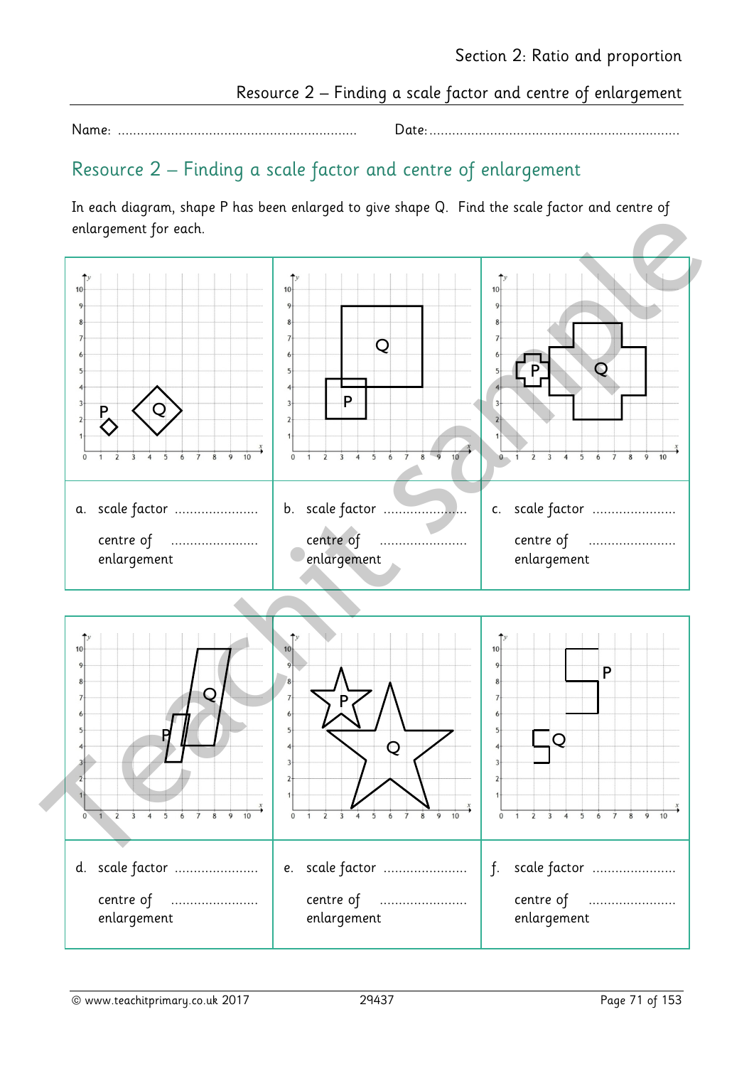Name: ............................................................... Date: ..................................................................

## Resource 2 – Finding a scale factor and centre of enlargement

In each diagram, shape P has been enlarged to give shape Q. Find the scale factor and centre of enlargement for each.

a. scale factor ......................

centre of enlargement ......................

b. scale factor ......................

centre of enlargement ......................

c. scale factor ......................

centre of enlargement ......................

d. scale factor ......................

centre of enlargement ......................

e. scale factor ......................

centre of enlargement ......................

f. scale factor ......................

centre of enlargement ......................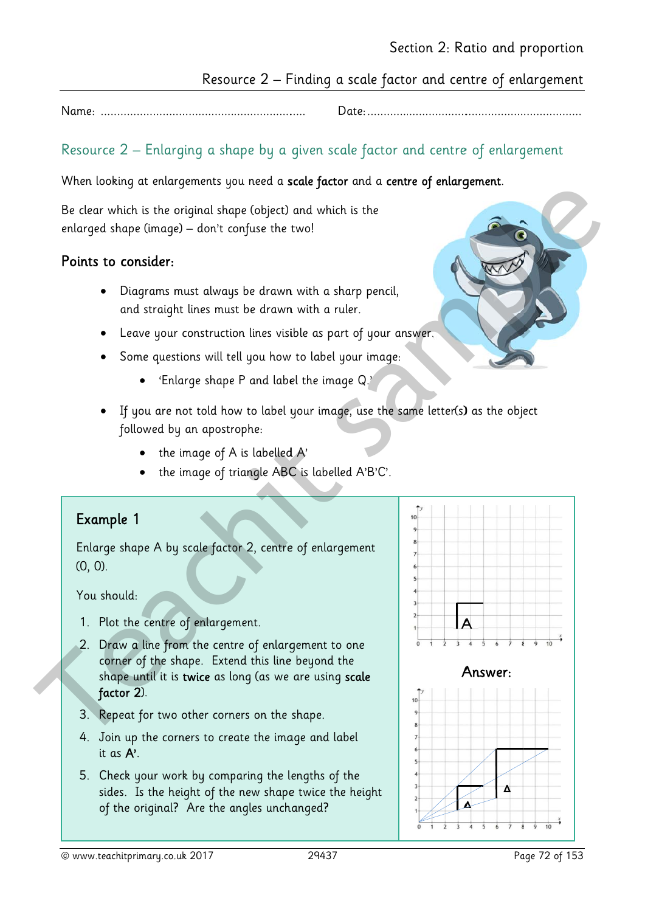Name: ............................................................. Date: ...............................................................

## Resource 2 – Enlarging a shape by a given scale factor and centre of enlargement

When looking at enlargements you need a **scale factor** and a **centre of enlargement**.

Be clear which is the original shape (object) and which is the enlarged shape (image) – don't confuse the two!

### Points to consider:

- Diagrams must always be drawn with a sharp pencil, and straight lines must be drawn with a ruler.
- Leave your construction lines visible as part of your answer.
- Some questions will tell you how to label your image:
  - 'Enlarge shape P and label the image Q.'
- If you are not told how to label your image, use the same letter(s) as the object followed by an apostrophe:
  - the image of A is labelled A'
  - the image of triangle ABC is labelled A'B'C'.

### Example 1

Enlarge shape A by scale factor 2, centre of enlargement (0, 0).

You should:

1. Plot the centre of enlargement.
2. Draw a line from the centre of enlargement to one corner of the shape. Extend this line beyond the shape until it is **twice** as long (as we are using **scale factor** 2).
3. Repeat for two other corners on the shape.
4. Join up the corners to create the image and label it as **A'**.
5. Check your work by comparing the lengths of the sides. Is the height of the new shape twice the height of the original? Are the angles unchanged?

**Answer:**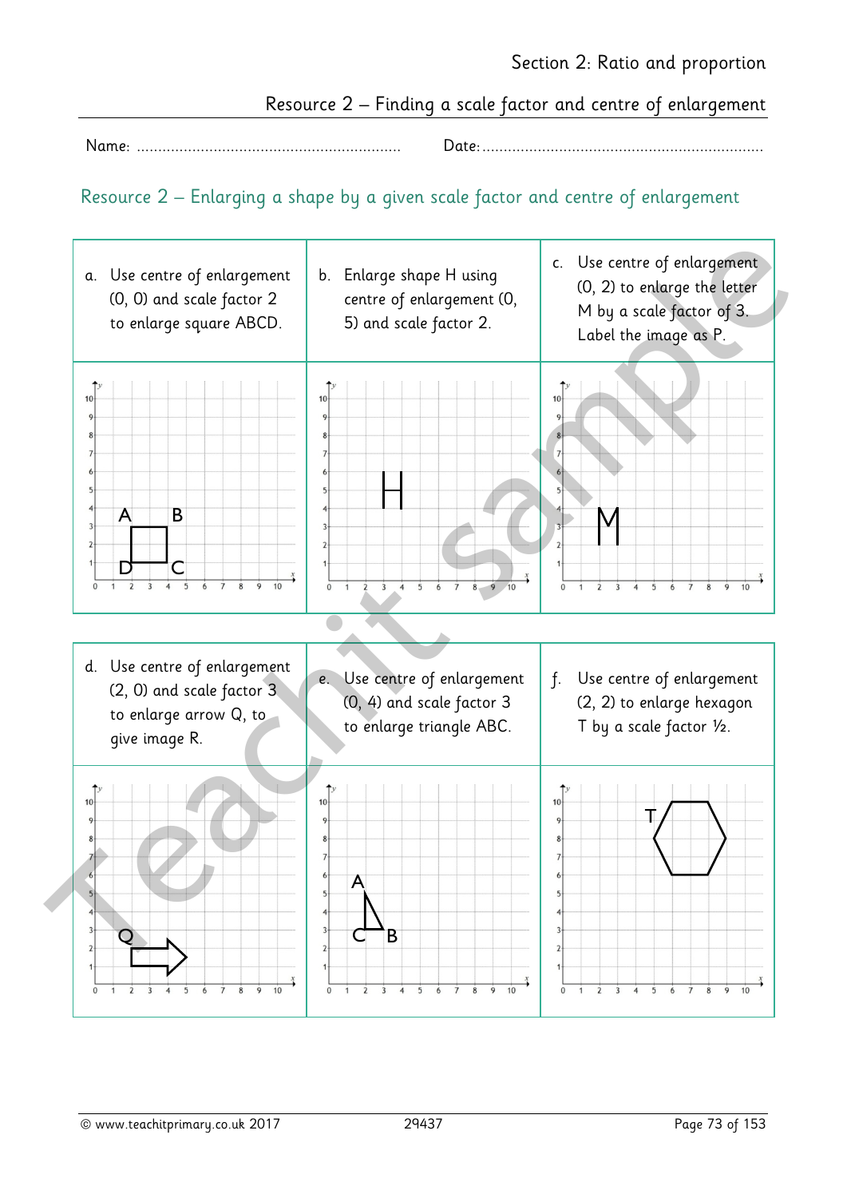Section 2: Ratio and proportion

Resource 2 – Finding a scale factor and centre of enlargement

Name: ............................................................ Date: ...............................................................

## Resource 2 – Enlarging a shape by a given scale factor and centre of enlargement

| a. Use centre of enlargement (0, 0) and scale factor 2 to enlarge square ABCD. | b. Enlarge shape H using centre of enlargement (0, 5) and scale factor 2. | c. Use centre of enlargement (0, 2) to enlarge the letter M by a scale factor of 3. Label the image as P. |
|---|---|---|
| | | |

| d. Use centre of enlargement (2, 0) and scale factor 3 to enlarge arrow Q, to give image R. | e. Use centre of enlargement (0, 4) and scale factor 3 to enlarge triangle ABC. | f. Use centre of enlargement (2, 2) to enlarge hexagon T by a scale factor ½. |
|---|---|---|
| | | |

© www.teachitprimary.co.uk 2017 29437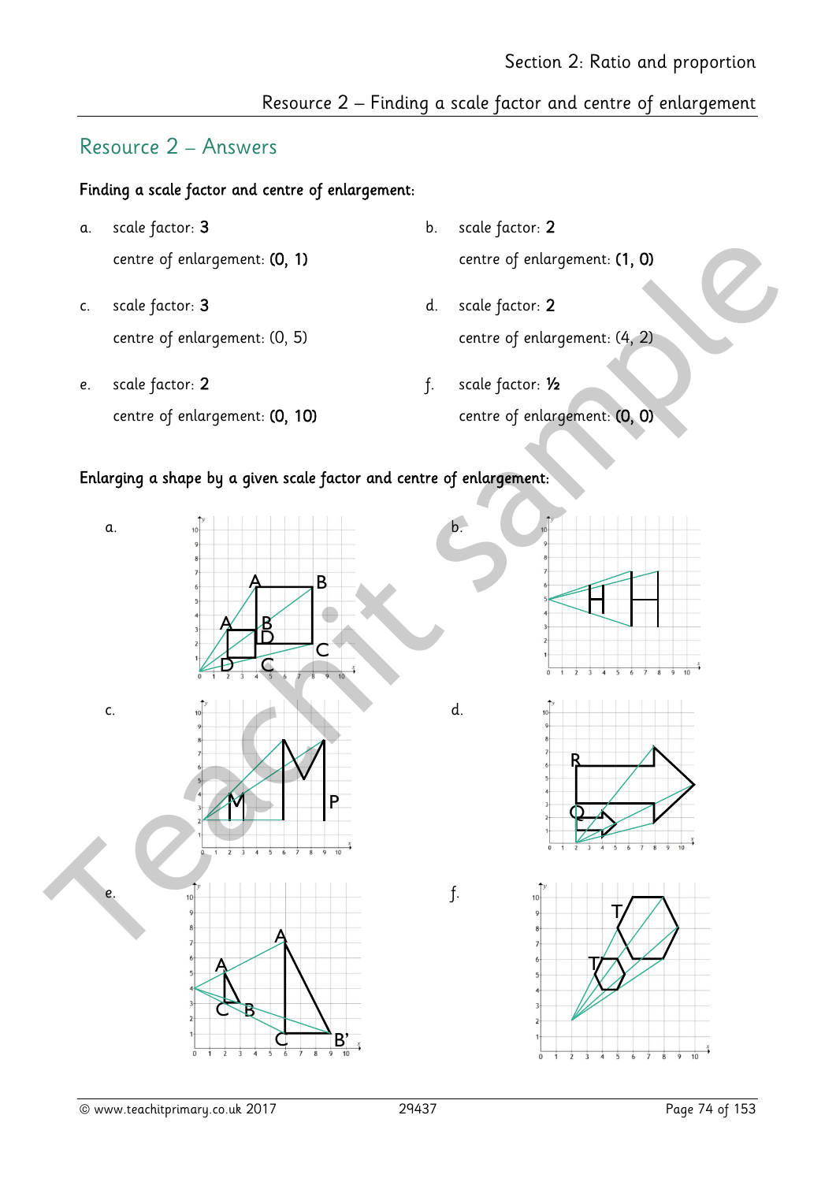## Resource 2 – Answers

**Finding a scale factor and centre of enlargement:**

a. scale factor: **3**

centre of enlargement: **(0, 1)**

b. scale factor: **2**

centre of enlargement: **(1, 0)**

c. scale factor: **3**

centre of enlargement: (0, 5)

d. scale factor: **2**

centre of enlargement: (4, 2)

e. scale factor: **2**

centre of enlargement: **(0, 10)**

f. scale factor: **½**

centre of enlargement: **(0, 0)**

**Enlarging a shape by a given scale factor and centre of enlargement:**

a.

b.

c.

d.

e.

f.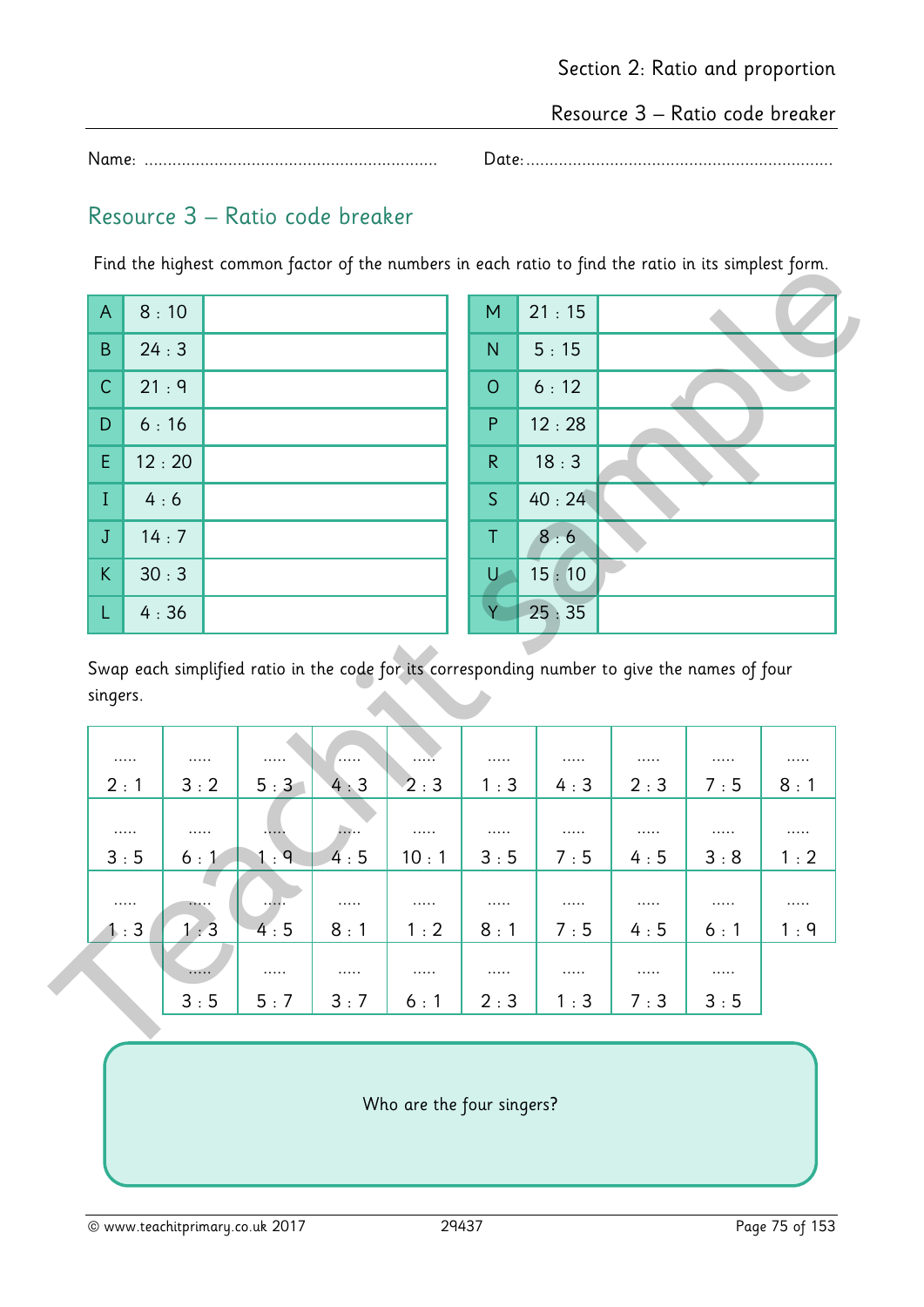## Resource 3 – Ratio code breaker

Name: ............................................................... Date: ..................................................................

Find the highest common factor of the numbers in each ratio to find the ratio in its simplest form.

| | | | | | |
|---|---|---|---|---|---|
| A | 8 : 10 | | M | 21 : 15 | |
| B | 24 : 3 | | N | 5 : 15 | |
| C | 21 : 9 | | O | 6 : 12 | |
| D | 6 : 16 | | P | 12 : 28 | |
| E | 12 : 20 | | R | 18 : 3 | |
| I | 4 : 6 | | S | 40 : 24 | |
| J | 14 : 7 | | T | 8 : 6 | |
| K | 30 : 3 | | U | 15 : 10 | |
| L | 4 : 36 | | Y | 25 : 35 | |

Swap each simplified ratio in the code for its corresponding number to give the names of four singers.

| | | | | | | | | | |
|---|---|---|---|---|---|---|---|---|---|
| .....<br>2 : 1 | .....<br>3 : 2 | .....<br>5 : 3 | .....<br>4 : 3 | .....<br>2 : 3 | .....<br>1 : 3 | .....<br>4 : 3 | .....<br>2 : 3 | .....<br>7 : 5 | .....<br>8 : 1 |
| .....<br>3 : 5 | .....<br>6 : 1 | .....<br>1 : 9 | .....<br>4 : 5 | .....<br>10 : 1 | .....<br>3 : 5 | .....<br>7 : 5 | .....<br>4 : 5 | .....<br>3 : 8 | .....<br>1 : 2 |
| .....<br>1 : 3 | .....<br>1 : 3 | .....<br>4 : 5 | .....<br>8 : 1 | .....<br>1 : 2 | .....<br>8 : 1 | .....<br>7 : 5 | .....<br>4 : 5 | .....<br>6 : 1 | .....<br>1 : 9 |
| | .....<br>3 : 5 | .....<br>5 : 7 | .....<br>3 : 7 | .....<br>6 : 1 | .....<br>2 : 3 | .....<br>1 : 3 | .....<br>7 : 3 | .....<br>3 : 5 | |

Who are the four singers?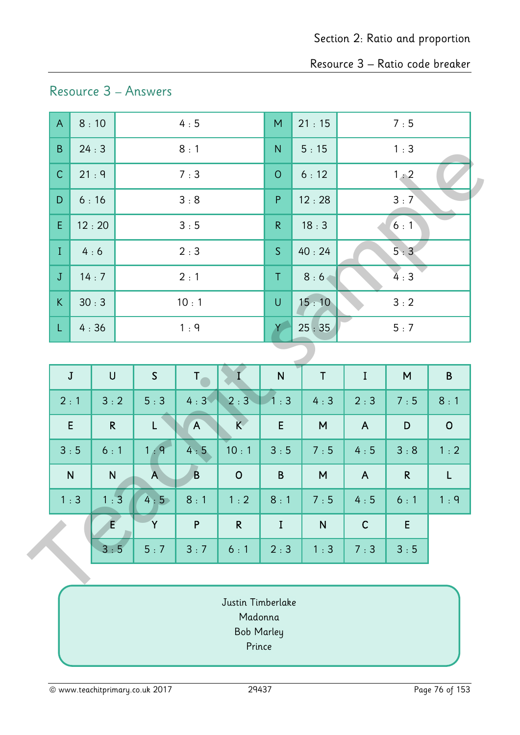## Resource 3 – Answers

| | | | | | |
|---|---|---|---|---|---|
| A | 8 : 10 | 4 : 5 | M | 21 : 15 | 7 : 5 |
| B | 24 : 3 | 8 : 1 | N | 5 : 15 | 1 : 3 |
| C | 21 : 9 | 7 : 3 | O | 6 : 12 | 1 : 2 |
| D | 6 : 16 | 3 : 8 | P | 12 : 28 | 3 : 7 |
| E | 12 : 20 | 3 : 5 | R | 18 : 3 | 6 : 1 |
| I | 4 : 6 | 2 : 3 | S | 40 : 24 | 5 : 3 |
| J | 14 : 7 | 2 : 1 | T | 8 : 6 | 4 : 3 |
| K | 30 : 3 | 10 : 1 | U | 15 : 10 | 3 : 2 |
| L | 4 : 36 | 1 : 9 | Y | 25 : 35 | 5 : 7 |

| | | | | | | | | | |
|---|---|---|---|---|---|---|---|---|---|
| J | U | S | T | I | N | T | I | M | B |
| 2 : 1 | 3 : 2 | 5 : 3 | 4 : 3 | 2 : 3 | 1 : 3 | 4 : 3 | 2 : 3 | 7 : 5 | 8 : 1 |
| E | R | L | A | K | E | M | A | D | O |
| 3 : 5 | 6 : 1 | 1 : 9 | 4 : 5 | 10 : 1 | 3 : 5 | 7 : 5 | 4 : 5 | 3 : 8 | 1 : 2 |
| N | N | A | B | O | B | M | A | R | L |
| 1 : 3 | 1 : 3 | 4 : 5 | 8 : 1 | 1 : 2 | 8 : 1 | 7 : 5 | 4 : 5 | 6 : 1 | 1 : 9 |
| | E | Y | P | R | I | N | C | E | |
| | 3 : 5 | 5 : 7 | 3 : 7 | 6 : 1 | 2 : 3 | 1 : 3 | 7 : 3 | 3 : 5 | |

Justin Timberlake
Madonna
Bob Marley
Prince